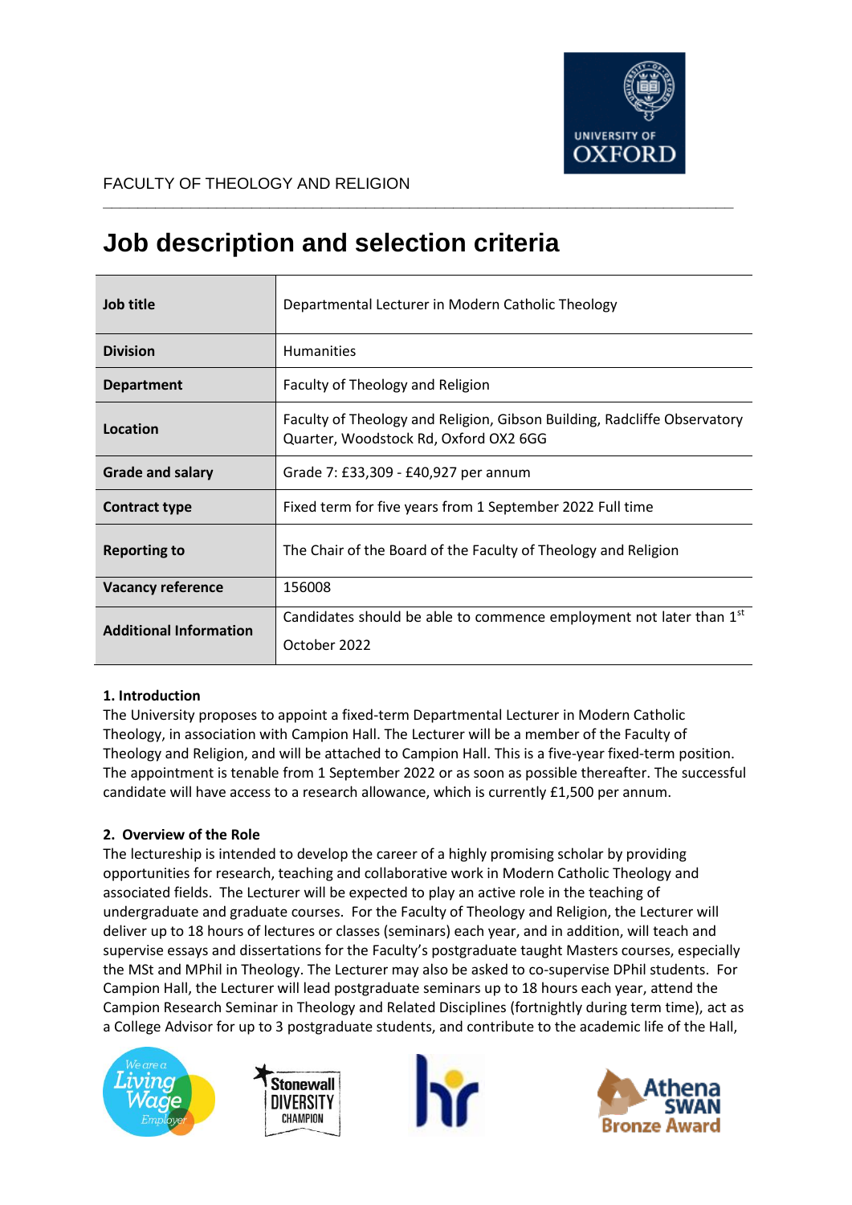FACULTY OF THEOLOGY AND RELIGION

# Job description and selection criteria

| Job title | Departmental Lecturer in Modern Catholic Theology |
|---|---|
| Division | Humanities |
| Department | Faculty of Theology and Religion |
| Location | Faculty of Theology and Religion, Gibson Building, Radcliffe Observatory Quarter, Woodstock Rd, Oxford OX2 6GG |
| Grade and salary | Grade 7: £33,309 - £40,927 per annum |
| Contract type | Fixed term for five years from 1 September 2022 Full time |
| Reporting to | The Chair of the Board of the Faculty of Theology and Religion |
| Vacancy reference | 156008 |
| Additional Information | Candidates should be able to commence employment not later than 1st October 2022 |

**1. Introduction**

The University proposes to appoint a fixed-term Departmental Lecturer in Modern Catholic Theology, in association with Campion Hall. The Lecturer will be a member of the Faculty of Theology and Religion, and will be attached to Campion Hall. This is a five-year fixed-term position. The appointment is tenable from 1 September 2022 or as soon as possible thereafter. The successful candidate will have access to a research allowance, which is currently £1,500 per annum.

**2. Overview of the Role**

The lectureship is intended to develop the career of a highly promising scholar by providing opportunities for research, teaching and collaborative work in Modern Catholic Theology and associated fields. The Lecturer will be expected to play an active role in the teaching of undergraduate and graduate courses. For the Faculty of Theology and Religion, the Lecturer will deliver up to 18 hours of lectures or classes (seminars) each year, and in addition, will teach and supervise essays and dissertations for the Faculty's postgraduate taught Masters courses, especially the MSt and MPhil in Theology. The Lecturer may also be asked to co-supervise DPhil students. For Campion Hall, the Lecturer will lead postgraduate seminars up to 18 hours each year, attend the Campion Research Seminar in Theology and Related Disciplines (fortnightly during term time), act as a College Advisor for up to 3 postgraduate students, and contribute to the academic life of the Hall,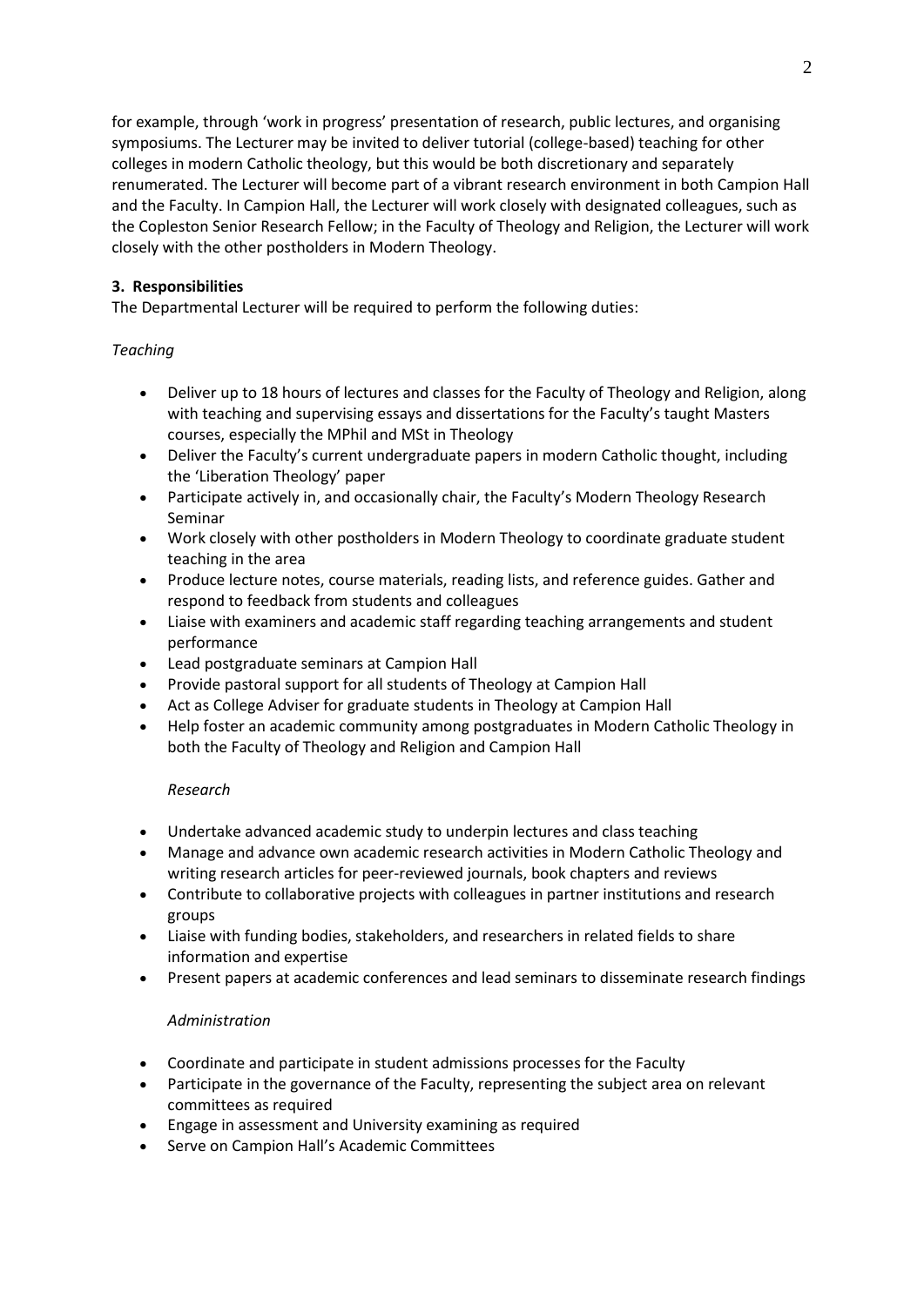for example, through 'work in progress' presentation of research, public lectures, and organising symposiums. The Lecturer may be invited to deliver tutorial (college-based) teaching for other colleges in modern Catholic theology, but this would be both discretionary and separately renumerated. The Lecturer will become part of a vibrant research environment in both Campion Hall and the Faculty. In Campion Hall, the Lecturer will work closely with designated colleagues, such as the Copleston Senior Research Fellow; in the Faculty of Theology and Religion, the Lecturer will work closely with the other postholders in Modern Theology.

### 3. Responsibilities

The Departmental Lecturer will be required to perform the following duties:

*Teaching*

- Deliver up to 18 hours of lectures and classes for the Faculty of Theology and Religion, along with teaching and supervising essays and dissertations for the Faculty's taught Masters courses, especially the MPhil and MSt in Theology
- Deliver the Faculty's current undergraduate papers in modern Catholic thought, including the 'Liberation Theology' paper
- Participate actively in, and occasionally chair, the Faculty's Modern Theology Research Seminar
- Work closely with other postholders in Modern Theology to coordinate graduate student teaching in the area
- Produce lecture notes, course materials, reading lists, and reference guides. Gather and respond to feedback from students and colleagues
- Liaise with examiners and academic staff regarding teaching arrangements and student performance
- Lead postgraduate seminars at Campion Hall
- Provide pastoral support for all students of Theology at Campion Hall
- Act as College Adviser for graduate students in Theology at Campion Hall
- Help foster an academic community among postgraduates in Modern Catholic Theology in both the Faculty of Theology and Religion and Campion Hall

*Research*

- Undertake advanced academic study to underpin lectures and class teaching
- Manage and advance own academic research activities in Modern Catholic Theology and writing research articles for peer-reviewed journals, book chapters and reviews
- Contribute to collaborative projects with colleagues in partner institutions and research groups
- Liaise with funding bodies, stakeholders, and researchers in related fields to share information and expertise
- Present papers at academic conferences and lead seminars to disseminate research findings

*Administration*

- Coordinate and participate in student admissions processes for the Faculty
- Participate in the governance of the Faculty, representing the subject area on relevant committees as required
- Engage in assessment and University examining as required
- Serve on Campion Hall's Academic Committees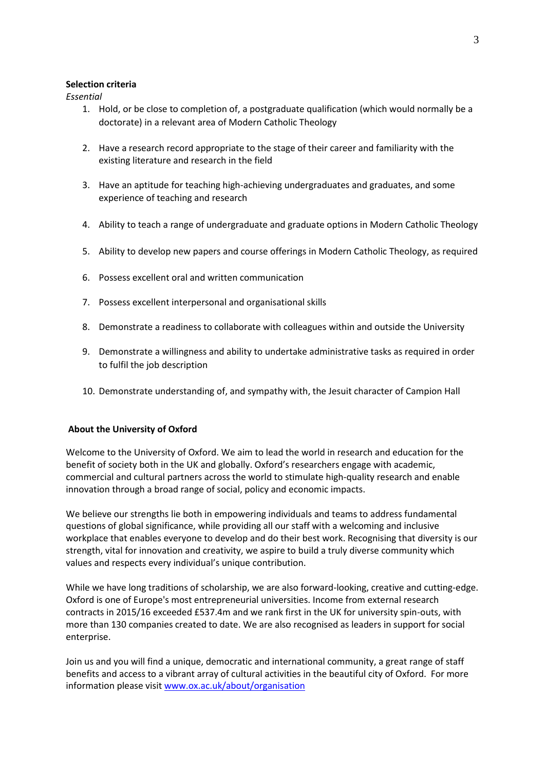**Selection criteria**

*Essential*

1. Hold, or be close to completion of, a postgraduate qualification (which would normally be a doctorate) in a relevant area of Modern Catholic Theology
2. Have a research record appropriate to the stage of their career and familiarity with the existing literature and research in the field
3. Have an aptitude for teaching high-achieving undergraduates and graduates, and some experience of teaching and research
4. Ability to teach a range of undergraduate and graduate options in Modern Catholic Theology
5. Ability to develop new papers and course offerings in Modern Catholic Theology, as required
6. Possess excellent oral and written communication
7. Possess excellent interpersonal and organisational skills
8. Demonstrate a readiness to collaborate with colleagues within and outside the University
9. Demonstrate a willingness and ability to undertake administrative tasks as required in order to fulfil the job description
10. Demonstrate understanding of, and sympathy with, the Jesuit character of Campion Hall

**About the University of Oxford**

Welcome to the University of Oxford. We aim to lead the world in research and education for the benefit of society both in the UK and globally. Oxford's researchers engage with academic, commercial and cultural partners across the world to stimulate high-quality research and enable innovation through a broad range of social, policy and economic impacts.

We believe our strengths lie both in empowering individuals and teams to address fundamental questions of global significance, while providing all our staff with a welcoming and inclusive workplace that enables everyone to develop and do their best work. Recognising that diversity is our strength, vital for innovation and creativity, we aspire to build a truly diverse community which values and respects every individual's unique contribution.

While we have long traditions of scholarship, we are also forward-looking, creative and cutting-edge. Oxford is one of Europe's most entrepreneurial universities. Income from external research contracts in 2015/16 exceeded £537.4m and we rank first in the UK for university spin-outs, with more than 130 companies created to date. We are also recognised as leaders in support for social enterprise.

Join us and you will find a unique, democratic and international community, a great range of staff benefits and access to a vibrant array of cultural activities in the beautiful city of Oxford. For more information please visit [www.ox.ac.uk/about/organisation](http://www.ox.ac.uk/about/organisation)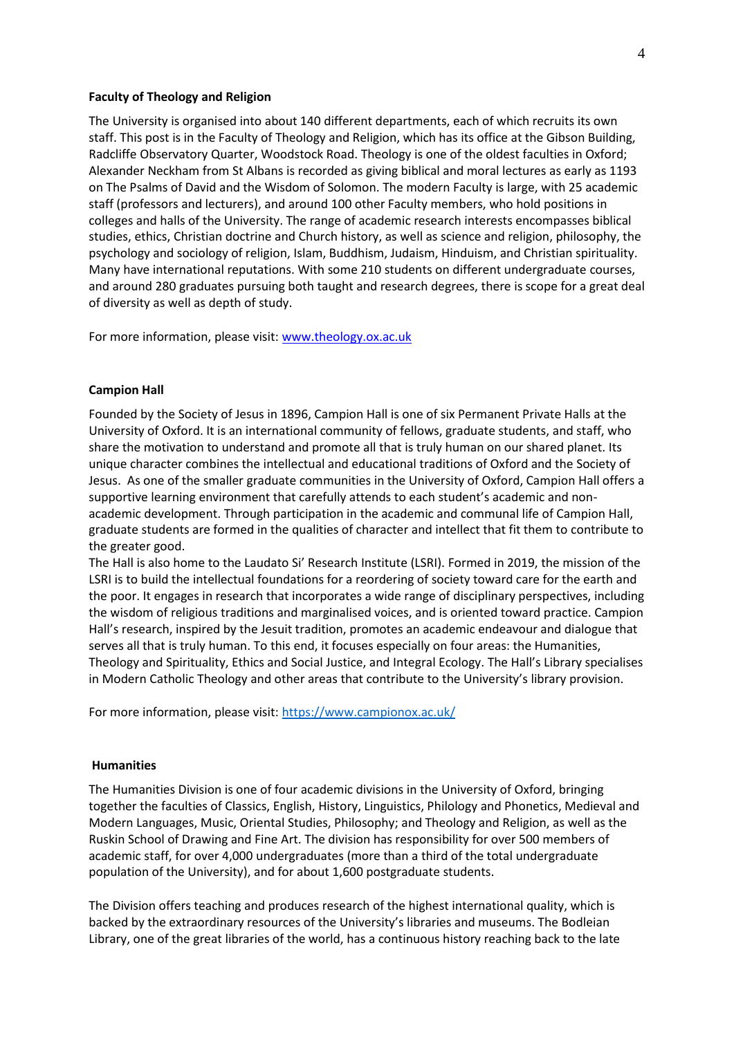**Faculty of Theology and Religion**

The University is organised into about 140 different departments, each of which recruits its own staff. This post is in the Faculty of Theology and Religion, which has its office at the Gibson Building, Radcliffe Observatory Quarter, Woodstock Road. Theology is one of the oldest faculties in Oxford; Alexander Neckham from St Albans is recorded as giving biblical and moral lectures as early as 1193 on The Psalms of David and the Wisdom of Solomon. The modern Faculty is large, with 25 academic staff (professors and lecturers), and around 100 other Faculty members, who hold positions in colleges and halls of the University. The range of academic research interests encompasses biblical studies, ethics, Christian doctrine and Church history, as well as science and religion, philosophy, the psychology and sociology of religion, Islam, Buddhism, Judaism, Hinduism, and Christian spirituality. Many have international reputations. With some 210 students on different undergraduate courses, and around 280 graduates pursuing both taught and research degrees, there is scope for a great deal of diversity as well as depth of study.

For more information, please visit: [www.theology.ox.ac.uk](www.theology.ox.ac.uk)

**Campion Hall**

Founded by the Society of Jesus in 1896, Campion Hall is one of six Permanent Private Halls at the University of Oxford. It is an international community of fellows, graduate students, and staff, who share the motivation to understand and promote all that is truly human on our shared planet. Its unique character combines the intellectual and educational traditions of Oxford and the Society of Jesus. As one of the smaller graduate communities in the University of Oxford, Campion Hall offers a supportive learning environment that carefully attends to each student's academic and non-academic development. Through participation in the academic and communal life of Campion Hall, graduate students are formed in the qualities of character and intellect that fit them to contribute to the greater good.

The Hall is also home to the Laudato Si' Research Institute (LSRI). Formed in 2019, the mission of the LSRI is to build the intellectual foundations for a reordering of society toward care for the earth and the poor. It engages in research that incorporates a wide range of disciplinary perspectives, including the wisdom of religious traditions and marginalised voices, and is oriented toward practice. Campion Hall's research, inspired by the Jesuit tradition, promotes an academic endeavour and dialogue that serves all that is truly human. To this end, it focuses especially on four areas: the Humanities, Theology and Spirituality, Ethics and Social Justice, and Integral Ecology. The Hall's Library specialises in Modern Catholic Theology and other areas that contribute to the University's library provision.

For more information, please visit: [https://www.campionox.ac.uk/](https://www.campionox.ac.uk/)

**Humanities**

The Humanities Division is one of four academic divisions in the University of Oxford, bringing together the faculties of Classics, English, History, Linguistics, Philology and Phonetics, Medieval and Modern Languages, Music, Oriental Studies, Philosophy; and Theology and Religion, as well as the Ruskin School of Drawing and Fine Art. The division has responsibility for over 500 members of academic staff, for over 4,000 undergraduates (more than a third of the total undergraduate population of the University), and for about 1,600 postgraduate students.

The Division offers teaching and produces research of the highest international quality, which is backed by the extraordinary resources of the University's libraries and museums. The Bodleian Library, one of the great libraries of the world, has a continuous history reaching back to the late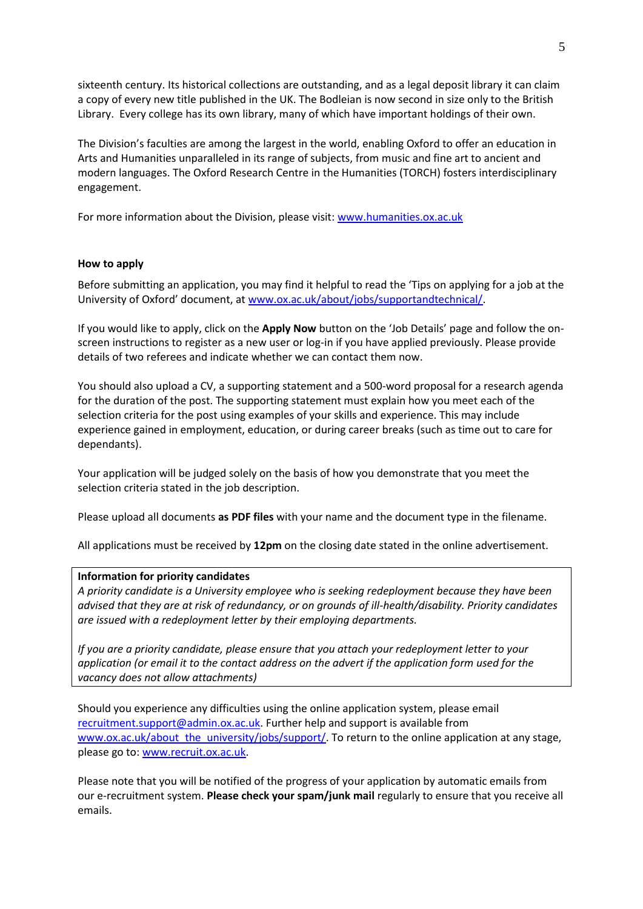sixteenth century. Its historical collections are outstanding, and as a legal deposit library it can claim a copy of every new title published in the UK. The Bodleian is now second in size only to the British Library. Every college has its own library, many of which have important holdings of their own.

The Division's faculties are among the largest in the world, enabling Oxford to offer an education in Arts and Humanities unparalleled in its range of subjects, from music and fine art to ancient and modern languages. The Oxford Research Centre in the Humanities (TORCH) fosters interdisciplinary engagement.

For more information about the Division, please visit: [www.humanities.ox.ac.uk](http://www.humanities.ox.ac.uk)

**How to apply**

Before submitting an application, you may find it helpful to read the 'Tips on applying for a job at the University of Oxford' document, at [www.ox.ac.uk/about/jobs/supportandtechnical/](http://www.ox.ac.uk/about/jobs/supportandtechnical/).

If you would like to apply, click on the **Apply Now** button on the 'Job Details' page and follow the on-screen instructions to register as a new user or log-in if you have applied previously. Please provide details of two referees and indicate whether we can contact them now.

You should also upload a CV, a supporting statement and a 500-word proposal for a research agenda for the duration of the post. The supporting statement must explain how you meet each of the selection criteria for the post using examples of your skills and experience. This may include experience gained in employment, education, or during career breaks (such as time out to care for dependants).

Your application will be judged solely on the basis of how you demonstrate that you meet the selection criteria stated in the job description.

Please upload all documents **as PDF files** with your name and the document type in the filename.

All applications must be received by **12pm** on the closing date stated in the online advertisement.

**Information for priority candidates**

*A priority candidate is a University employee who is seeking redeployment because they have been advised that they are at risk of redundancy, or on grounds of ill-health/disability. Priority candidates are issued with a redeployment letter by their employing departments.*

*If you are a priority candidate, please ensure that you attach your redeployment letter to your application (or email it to the contact address on the advert if the application form used for the vacancy does not allow attachments)*

Should you experience any difficulties using the online application system, please email [recruitment.support@admin.ox.ac.uk](mailto:recruitment.support@admin.ox.ac.uk). Further help and support is available from [www.ox.ac.uk/about_the_university/jobs/support/](http://www.ox.ac.uk/about_the_university/jobs/support/). To return to the online application at any stage, please go to: [www.recruit.ox.ac.uk](http://www.recruit.ox.ac.uk).

Please note that you will be notified of the progress of your application by automatic emails from our e-recruitment system. **Please check your spam/junk mail** regularly to ensure that you receive all emails.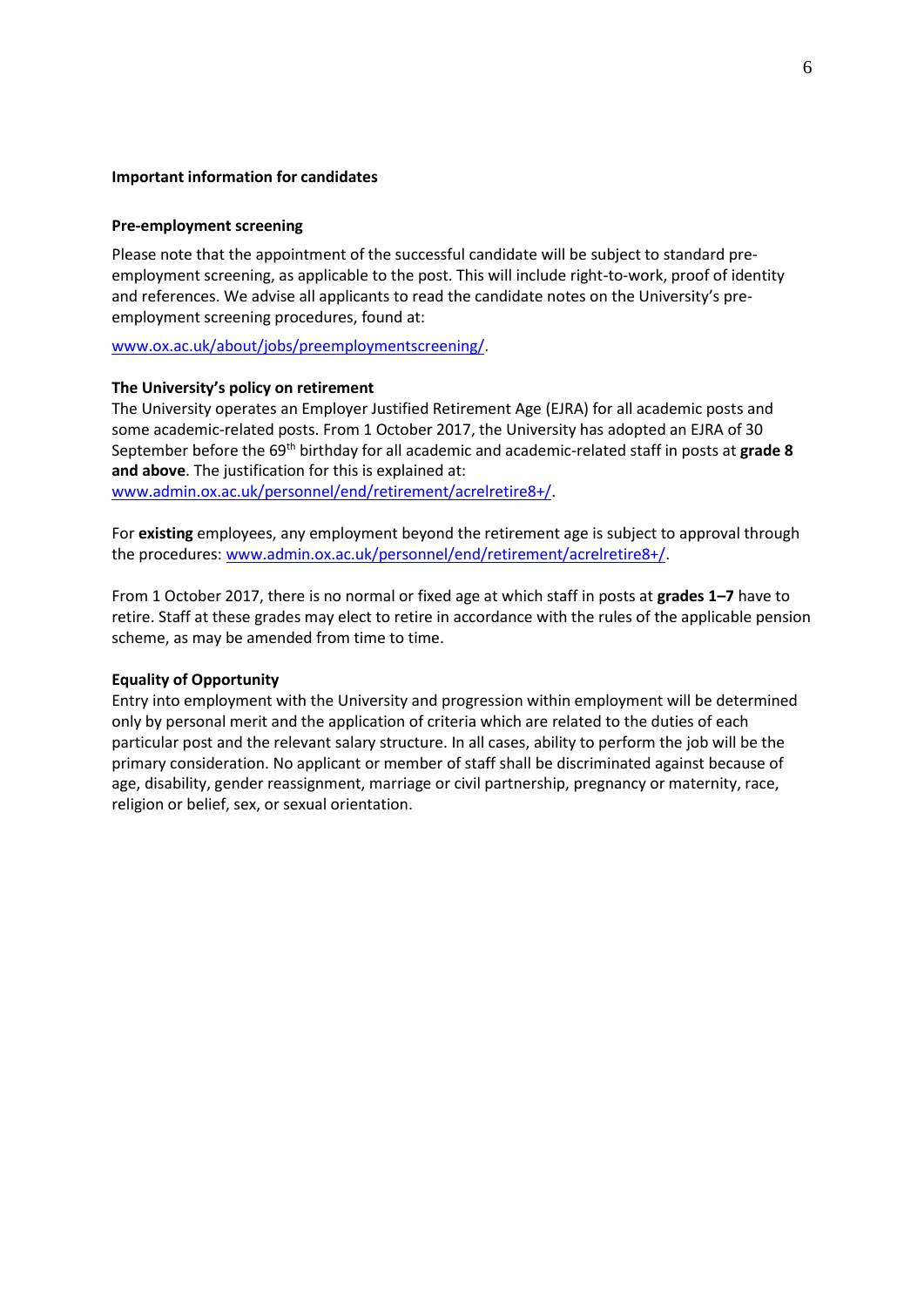## Important information for candidates

### Pre-employment screening

Please note that the appointment of the successful candidate will be subject to standard pre-employment screening, as applicable to the post. This will include right-to-work, proof of identity and references. We advise all applicants to read the candidate notes on the University's pre-employment screening procedures, found at:

[www.ox.ac.uk/about/jobs/preemploymentscreening/](http://www.ox.ac.uk/about/jobs/preemploymentscreening/).

### The University's policy on retirement

The University operates an Employer Justified Retirement Age (EJRA) for all academic posts and some academic-related posts. From 1 October 2017, the University has adopted an EJRA of 30 September before the 69th birthday for all academic and academic-related staff in posts at **grade 8 and above**. The justification for this is explained at: [www.admin.ox.ac.uk/personnel/end/retirement/acrelretire8+/](http://www.admin.ox.ac.uk/personnel/end/retirement/acrelretire8+/).

For **existing** employees, any employment beyond the retirement age is subject to approval through the procedures: [www.admin.ox.ac.uk/personnel/end/retirement/acrelretire8+/](http://www.admin.ox.ac.uk/personnel/end/retirement/acrelretire8+/).

From 1 October 2017, there is no normal or fixed age at which staff in posts at **grades 1–7** have to retire. Staff at these grades may elect to retire in accordance with the rules of the applicable pension scheme, as may be amended from time to time.

### Equality of Opportunity

Entry into employment with the University and progression within employment will be determined only by personal merit and the application of criteria which are related to the duties of each particular post and the relevant salary structure. In all cases, ability to perform the job will be the primary consideration. No applicant or member of staff shall be discriminated against because of age, disability, gender reassignment, marriage or civil partnership, pregnancy or maternity, race, religion or belief, sex, or sexual orientation.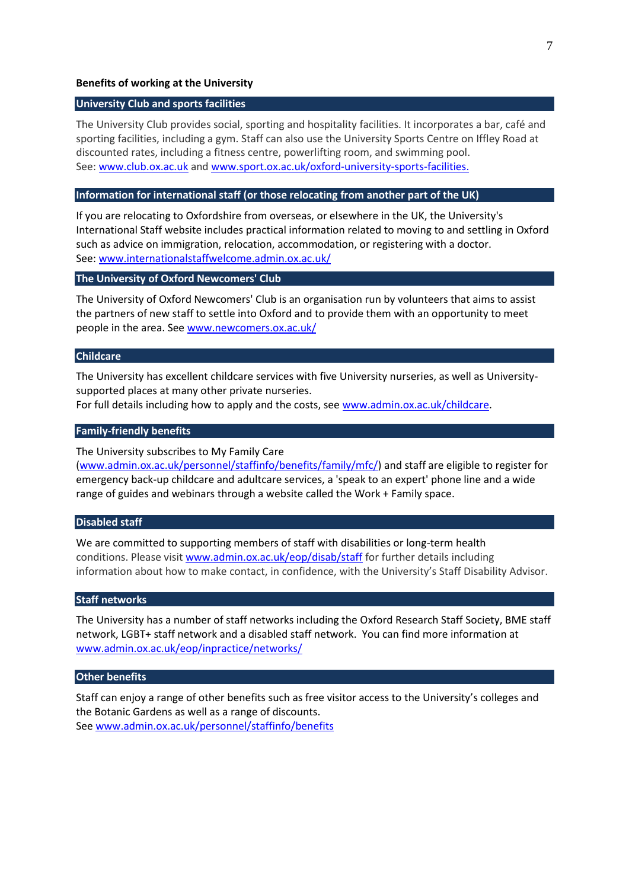**Benefits of working at the University**

## University Club and sports facilities

The University Club provides social, sporting and hospitality facilities. It incorporates a bar, café and sporting facilities, including a gym. Staff can also use the University Sports Centre on Iffley Road at discounted rates, including a fitness centre, powerlifting room, and swimming pool.
See: www.club.ox.ac.uk and www.sport.ox.ac.uk/oxford-university-sports-facilities.

## Information for international staff (or those relocating from another part of the UK)

If you are relocating to Oxfordshire from overseas, or elsewhere in the UK, the University's International Staff website includes practical information related to moving to and settling in Oxford such as advice on immigration, relocation, accommodation, or registering with a doctor.
See: www.internationalstaffwelcome.admin.ox.ac.uk/

## The University of Oxford Newcomers' Club

The University of Oxford Newcomers' Club is an organisation run by volunteers that aims to assist the partners of new staff to settle into Oxford and to provide them with an opportunity to meet people in the area. See www.newcomers.ox.ac.uk/

## Childcare

The University has excellent childcare services with five University nurseries, as well as University-supported places at many other private nurseries.
For full details including how to apply and the costs, see www.admin.ox.ac.uk/childcare.

## Family-friendly benefits

The University subscribes to My Family Care (www.admin.ox.ac.uk/personnel/staffinfo/benefits/family/mfc/) and staff are eligible to register for emergency back-up childcare and adultcare services, a 'speak to an expert' phone line and a wide range of guides and webinars through a website called the Work + Family space.

## Disabled staff

We are committed to supporting members of staff with disabilities or long-term health conditions. Please visit www.admin.ox.ac.uk/eop/disab/staff for further details including information about how to make contact, in confidence, with the University's Staff Disability Advisor.

## Staff networks

The University has a number of staff networks including the Oxford Research Staff Society, BME staff network, LGBT+ staff network and a disabled staff network. You can find more information at www.admin.ox.ac.uk/eop/inpractice/networks/

## Other benefits

Staff can enjoy a range of other benefits such as free visitor access to the University's colleges and the Botanic Gardens as well as a range of discounts.
See www.admin.ox.ac.uk/personnel/staffinfo/benefits